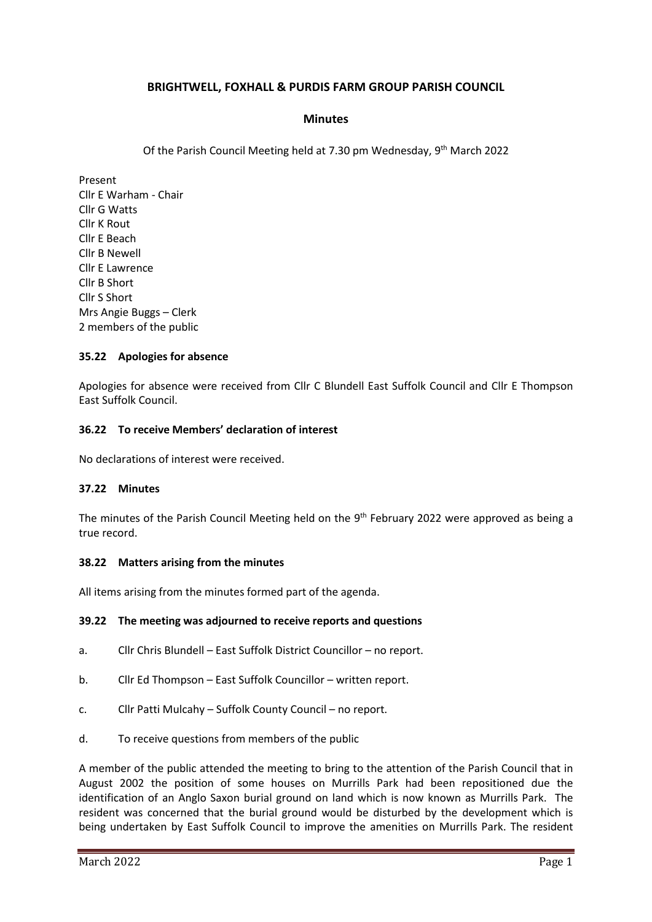# BRIGHTWELL, FOXHALL & PURDIS FARM GROUP PARISH COUNCIL

## Minutes

Of the Parish Council Meeting held at 7.30 pm Wednesday, 9th March 2022

Present
Cllr E Warham - Chair
Cllr G Watts
Cllr K Rout
Cllr E Beach
Cllr B Newell
Cllr E Lawrence
Cllr B Short
Cllr S Short
Mrs Angie Buggs – Clerk
2 members of the public

### 35.22 Apologies for absence

Apologies for absence were received from Cllr C Blundell East Suffolk Council and Cllr E Thompson East Suffolk Council.

### 36.22 To receive Members' declaration of interest

No declarations of interest were received.

### 37.22 Minutes

The minutes of the Parish Council Meeting held on the 9th February 2022 were approved as being a true record.

### 38.22 Matters arising from the minutes

All items arising from the minutes formed part of the agenda.

### 39.22 The meeting was adjourned to receive reports and questions

a. Cllr Chris Blundell – East Suffolk District Councillor – no report.

b. Cllr Ed Thompson – East Suffolk Councillor – written report.

c. Cllr Patti Mulcahy – Suffolk County Council – no report.

d. To receive questions from members of the public

A member of the public attended the meeting to bring to the attention of the Parish Council that in August 2002 the position of some houses on Murrills Park had been repositioned due the identification of an Anglo Saxon burial ground on land which is now known as Murrills Park. The resident was concerned that the burial ground would be disturbed by the development which is being undertaken by East Suffolk Council to improve the amenities on Murrills Park. The resident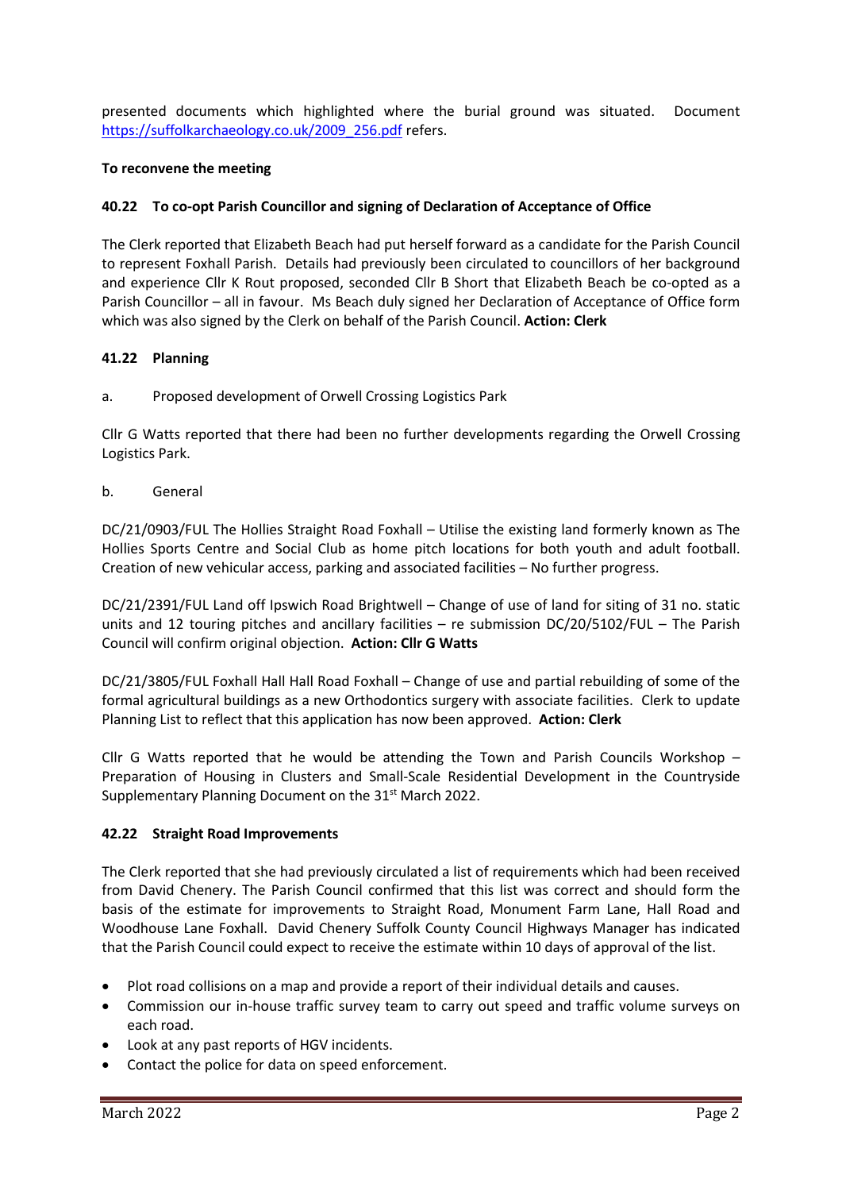presented documents which highlighted where the burial ground was situated. Document https://suffolkarchaeology.co.uk/2009_256.pdf refers.

**To reconvene the meeting**

**40.22 To co-opt Parish Councillor and signing of Declaration of Acceptance of Office**

The Clerk reported that Elizabeth Beach had put herself forward as a candidate for the Parish Council to represent Foxhall Parish. Details had previously been circulated to councillors of her background and experience Cllr K Rout proposed, seconded Cllr B Short that Elizabeth Beach be co-opted as a Parish Councillor – all in favour. Ms Beach duly signed her Declaration of Acceptance of Office form which was also signed by the Clerk on behalf of the Parish Council. **Action: Clerk**

**41.22 Planning**

a. Proposed development of Orwell Crossing Logistics Park

Cllr G Watts reported that there had been no further developments regarding the Orwell Crossing Logistics Park.

b. General

DC/21/0903/FUL The Hollies Straight Road Foxhall – Utilise the existing land formerly known as The Hollies Sports Centre and Social Club as home pitch locations for both youth and adult football. Creation of new vehicular access, parking and associated facilities – No further progress.

DC/21/2391/FUL Land off Ipswich Road Brightwell – Change of use of land for siting of 31 no. static units and 12 touring pitches and ancillary facilities – re submission DC/20/5102/FUL – The Parish Council will confirm original objection. **Action: Cllr G Watts**

DC/21/3805/FUL Foxhall Hall Hall Road Foxhall – Change of use and partial rebuilding of some of the formal agricultural buildings as a new Orthodontics surgery with associate facilities. Clerk to update Planning List to reflect that this application has now been approved. **Action: Clerk**

Cllr G Watts reported that he would be attending the Town and Parish Councils Workshop – Preparation of Housing in Clusters and Small-Scale Residential Development in the Countryside Supplementary Planning Document on the 31st March 2022.

**42.22 Straight Road Improvements**

The Clerk reported that she had previously circulated a list of requirements which had been received from David Chenery. The Parish Council confirmed that this list was correct and should form the basis of the estimate for improvements to Straight Road, Monument Farm Lane, Hall Road and Woodhouse Lane Foxhall. David Chenery Suffolk County Council Highways Manager has indicated that the Parish Council could expect to receive the estimate within 10 days of approval of the list.

- Plot road collisions on a map and provide a report of their individual details and causes.
- Commission our in-house traffic survey team to carry out speed and traffic volume surveys on each road.
- Look at any past reports of HGV incidents.
- Contact the police for data on speed enforcement.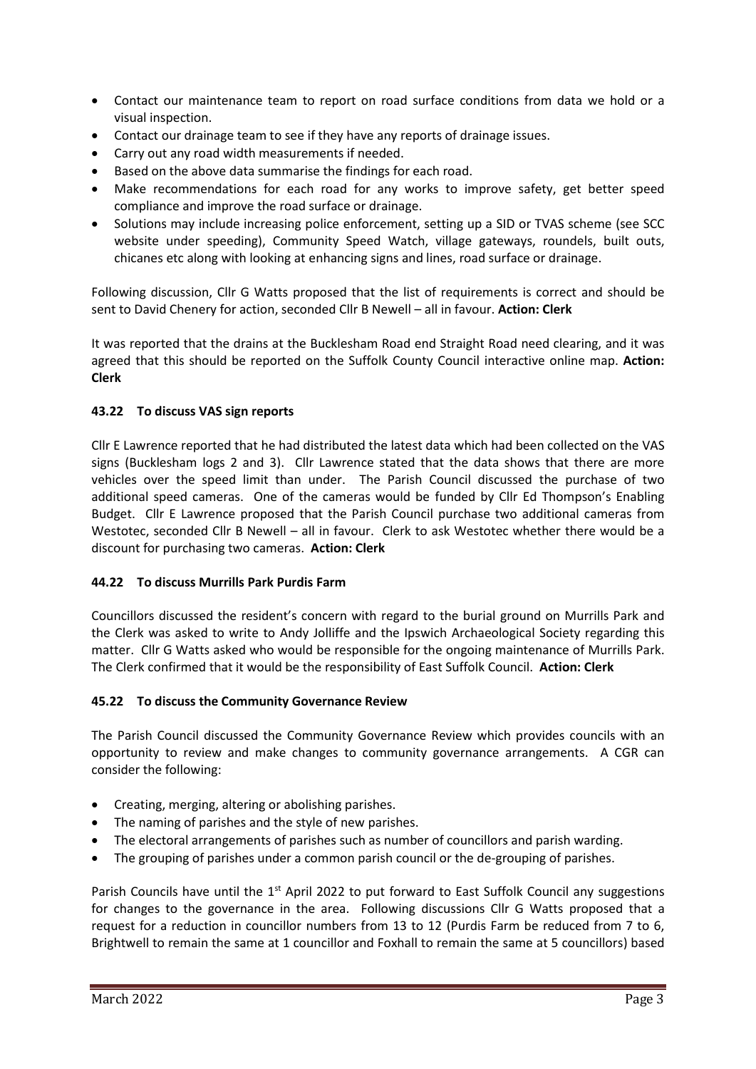- Contact our maintenance team to report on road surface conditions from data we hold or a visual inspection.
- Contact our drainage team to see if they have any reports of drainage issues.
- Carry out any road width measurements if needed.
- Based on the above data summarise the findings for each road.
- Make recommendations for each road for any works to improve safety, get better speed compliance and improve the road surface or drainage.
- Solutions may include increasing police enforcement, setting up a SID or TVAS scheme (see SCC website under speeding), Community Speed Watch, village gateways, roundels, built outs, chicanes etc along with looking at enhancing signs and lines, road surface or drainage.

Following discussion, Cllr G Watts proposed that the list of requirements is correct and should be sent to David Chenery for action, seconded Cllr B Newell – all in favour. **Action: Clerk**

It was reported that the drains at the Bucklesham Road end Straight Road need clearing, and it was agreed that this should be reported on the Suffolk County Council interactive online map. **Action: Clerk**

### 43.22 To discuss VAS sign reports

Cllr E Lawrence reported that he had distributed the latest data which had been collected on the VAS signs (Bucklesham logs 2 and 3). Cllr Lawrence stated that the data shows that there are more vehicles over the speed limit than under. The Parish Council discussed the purchase of two additional speed cameras. One of the cameras would be funded by Cllr Ed Thompson's Enabling Budget. Cllr E Lawrence proposed that the Parish Council purchase two additional cameras from Westotec, seconded Cllr B Newell – all in favour. Clerk to ask Westotec whether there would be a discount for purchasing two cameras. **Action: Clerk**

### 44.22 To discuss Murrills Park Purdis Farm

Councillors discussed the resident's concern with regard to the burial ground on Murrills Park and the Clerk was asked to write to Andy Jolliffe and the Ipswich Archaeological Society regarding this matter. Cllr G Watts asked who would be responsible for the ongoing maintenance of Murrills Park. The Clerk confirmed that it would be the responsibility of East Suffolk Council. **Action: Clerk**

### 45.22 To discuss the Community Governance Review

The Parish Council discussed the Community Governance Review which provides councils with an opportunity to review and make changes to community governance arrangements. A CGR can consider the following:

- Creating, merging, altering or abolishing parishes.
- The naming of parishes and the style of new parishes.
- The electoral arrangements of parishes such as number of councillors and parish warding.
- The grouping of parishes under a common parish council or the de-grouping of parishes.

Parish Councils have until the 1st April 2022 to put forward to East Suffolk Council any suggestions for changes to the governance in the area. Following discussions Cllr G Watts proposed that a request for a reduction in councillor numbers from 13 to 12 (Purdis Farm be reduced from 7 to 6, Brightwell to remain the same at 1 councillor and Foxhall to remain the same at 5 councillors) based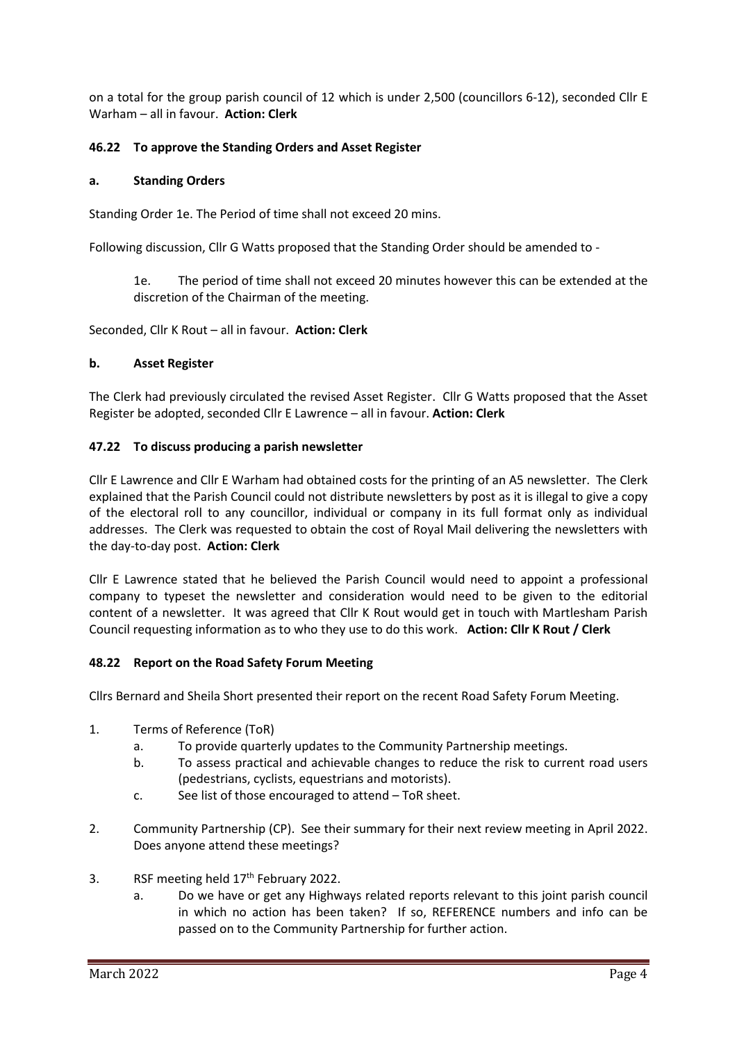on a total for the group parish council of 12 which is under 2,500 (councillors 6-12), seconded Cllr E Warham – all in favour. **Action: Clerk**

### 46.22 To approve the Standing Orders and Asset Register

#### a. Standing Orders

Standing Order 1e. The Period of time shall not exceed 20 mins.

Following discussion, Cllr G Watts proposed that the Standing Order should be amended to -

> 1e. The period of time shall not exceed 20 minutes however this can be extended at the discretion of the Chairman of the meeting.

Seconded, Cllr K Rout – all in favour. **Action: Clerk**

#### b. Asset Register

The Clerk had previously circulated the revised Asset Register. Cllr G Watts proposed that the Asset Register be adopted, seconded Cllr E Lawrence – all in favour. **Action: Clerk**

### 47.22 To discuss producing a parish newsletter

Cllr E Lawrence and Cllr E Warham had obtained costs for the printing of an A5 newsletter. The Clerk explained that the Parish Council could not distribute newsletters by post as it is illegal to give a copy of the electoral roll to any councillor, individual or company in its full format only as individual addresses. The Clerk was requested to obtain the cost of Royal Mail delivering the newsletters with the day-to-day post. **Action: Clerk**

Cllr E Lawrence stated that he believed the Parish Council would need to appoint a professional company to typeset the newsletter and consideration would need to be given to the editorial content of a newsletter. It was agreed that Cllr K Rout would get in touch with Martlesham Parish Council requesting information as to who they use to do this work. **Action: Cllr K Rout / Clerk**

### 48.22 Report on the Road Safety Forum Meeting

Cllrs Bernard and Sheila Short presented their report on the recent Road Safety Forum Meeting.

1. Terms of Reference (ToR)
   a. To provide quarterly updates to the Community Partnership meetings.
   b. To assess practical and achievable changes to reduce the risk to current road users (pedestrians, cyclists, equestrians and motorists).
   c. See list of those encouraged to attend – ToR sheet.
2. Community Partnership (CP). See their summary for their next review meeting in April 2022. Does anyone attend these meetings?
3. RSF meeting held 17th February 2022.
   a. Do we have or get any Highways related reports relevant to this joint parish council in which no action has been taken? If so, REFERENCE numbers and info can be passed on to the Community Partnership for further action.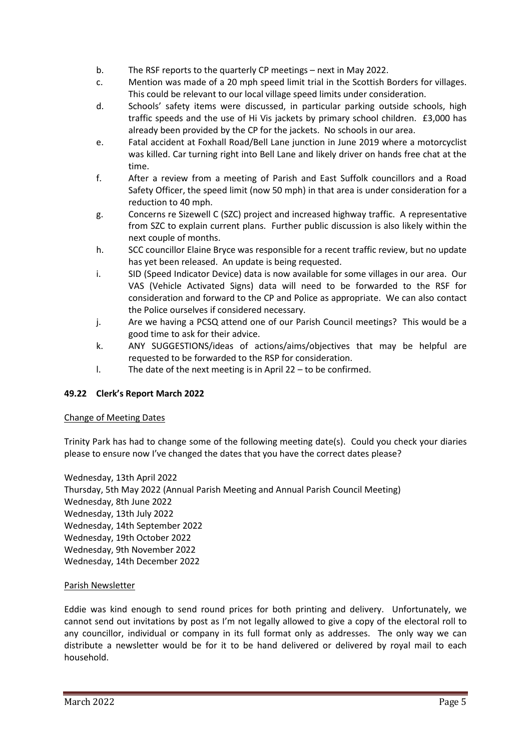b. The RSF reports to the quarterly CP meetings – next in May 2022.

c. Mention was made of a 20 mph speed limit trial in the Scottish Borders for villages. This could be relevant to our local village speed limits under consideration.

d. Schools' safety items were discussed, in particular parking outside schools, high traffic speeds and the use of Hi Vis jackets by primary school children. £3,000 has already been provided by the CP for the jackets. No schools in our area.

e. Fatal accident at Foxhall Road/Bell Lane junction in June 2019 where a motorcyclist was killed. Car turning right into Bell Lane and likely driver on hands free chat at the time.

f. After a review from a meeting of Parish and East Suffolk councillors and a Road Safety Officer, the speed limit (now 50 mph) in that area is under consideration for a reduction to 40 mph.

g. Concerns re Sizewell C (SZC) project and increased highway traffic. A representative from SZC to explain current plans. Further public discussion is also likely within the next couple of months.

h. SCC councillor Elaine Bryce was responsible for a recent traffic review, but no update has yet been released. An update is being requested.

i. SID (Speed Indicator Device) data is now available for some villages in our area. Our VAS (Vehicle Activated Signs) data will need to be forwarded to the RSF for consideration and forward to the CP and Police as appropriate. We can also contact the Police ourselves if considered necessary.

j. Are we having a PCSQ attend one of our Parish Council meetings? This would be a good time to ask for their advice.

k. ANY SUGGESTIONS/ideas of actions/aims/objectives that may be helpful are requested to be forwarded to the RSP for consideration.

l. The date of the next meeting is in April 22 – to be confirmed.

**49.22 Clerk's Report March 2022**

Change of Meeting Dates

Trinity Park has had to change some of the following meeting date(s). Could you check your diaries please to ensure now I've changed the dates that you have the correct dates please?

Wednesday, 13th April 2022
Thursday, 5th May 2022 (Annual Parish Meeting and Annual Parish Council Meeting)
Wednesday, 8th June 2022
Wednesday, 13th July 2022
Wednesday, 14th September 2022
Wednesday, 19th October 2022
Wednesday, 9th November 2022
Wednesday, 14th December 2022

Parish Newsletter

Eddie was kind enough to send round prices for both printing and delivery. Unfortunately, we cannot send out invitations by post as I'm not legally allowed to give a copy of the electoral roll to any councillor, individual or company in its full format only as addresses. The only way we can distribute a newsletter would be for it to be hand delivered or delivered by royal mail to each household.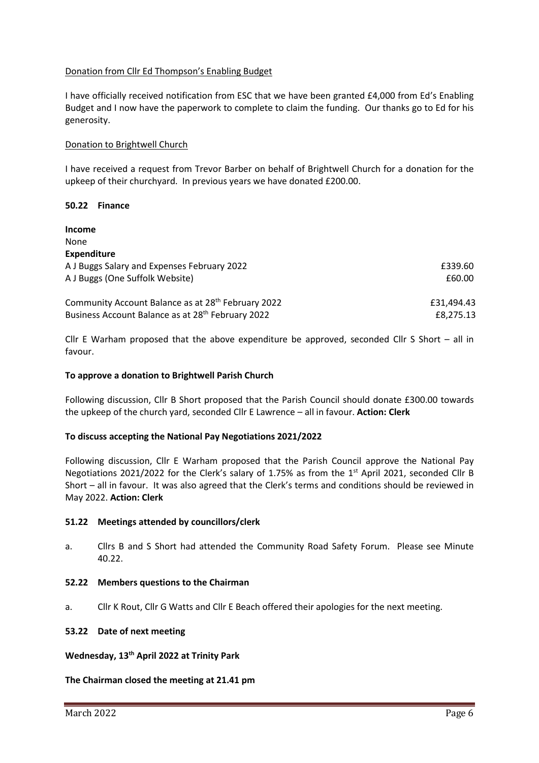Donation from Cllr Ed Thompson's Enabling Budget

I have officially received notification from ESC that we have been granted £4,000 from Ed's Enabling Budget and I now have the paperwork to complete to claim the funding. Our thanks go to Ed for his generosity.

Donation to Brightwell Church

I have received a request from Trevor Barber on behalf of Brightwell Church for a donation for the upkeep of their churchyard. In previous years we have donated £200.00.

## 50.22 Finance

**Income**
None
**Expenditure**

| | |
|---|---|
| A J Buggs Salary and Expenses February 2022 | £339.60 |
| A J Buggs (One Suffolk Website) | £60.00 |
| | |
| Community Account Balance as at 28th February 2022 | £31,494.43 |
| Business Account Balance as at 28th February 2022 | £8,275.13 |

Cllr E Warham proposed that the above expenditure be approved, seconded Cllr S Short – all in favour.

**To approve a donation to Brightwell Parish Church**

Following discussion, Cllr B Short proposed that the Parish Council should donate £300.00 towards the upkeep of the church yard, seconded Cllr E Lawrence – all in favour. **Action: Clerk**

**To discuss accepting the National Pay Negotiations 2021/2022**

Following discussion, Cllr E Warham proposed that the Parish Council approve the National Pay Negotiations 2021/2022 for the Clerk's salary of 1.75% as from the 1st April 2021, seconded Cllr B Short – all in favour. It was also agreed that the Clerk's terms and conditions should be reviewed in May 2022. **Action: Clerk**

## 51.22 Meetings attended by councillors/clerk

a. Cllrs B and S Short had attended the Community Road Safety Forum. Please see Minute 40.22.

## 52.22 Members questions to the Chairman

a. Cllr K Rout, Cllr G Watts and Cllr E Beach offered their apologies for the next meeting.

## 53.22 Date of next meeting

**Wednesday, 13th April 2022 at Trinity Park**

**The Chairman closed the meeting at 21.41 pm**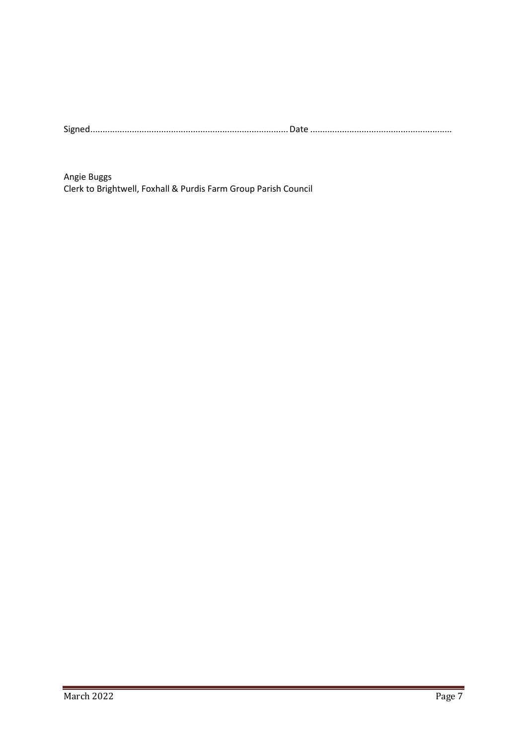Signed.................................................................................. Date ..........................................................

Angie Buggs
Clerk to Brightwell, Foxhall & Purdis Farm Group Parish Council